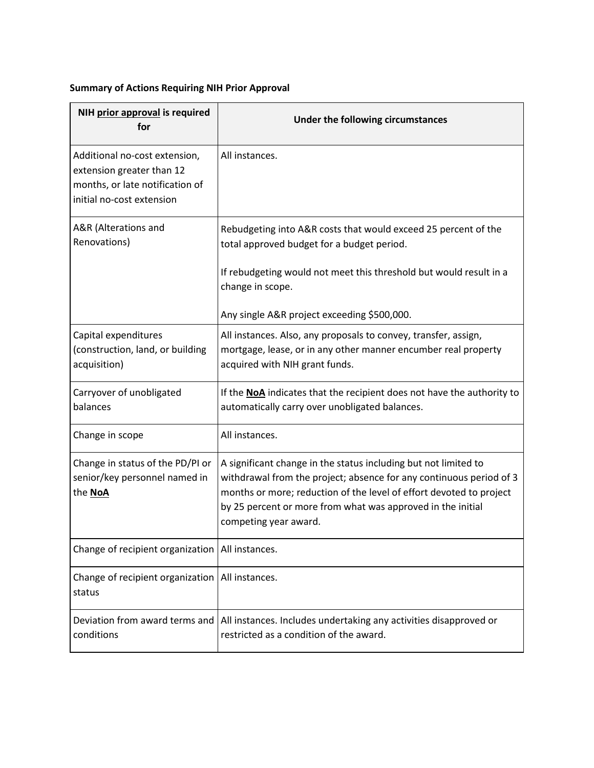**Summary of Actions Requiring NIH Prior Approval**

| NIH prior approval is required for | Under the following circumstances |
| --- | --- |
| Additional no-cost extension, extension greater than 12 months, or late notification of initial no-cost extension | All instances. |
| A&R (Alterations and Renovations) | Rebudgeting into A&R costs that would exceed 25 percent of the total approved budget for a budget period.<br><br>If rebudgeting would not meet this threshold but would result in a change in scope.<br><br>Any single A&R project exceeding $500,000. |
| Capital expenditures (construction, land, or building acquisition) | All instances. Also, any proposals to convey, transfer, assign, mortgage, lease, or in any other manner encumber real property acquired with NIH grant funds. |
| Carryover of unobligated balances | If the **NoA** indicates that the recipient does not have the authority to automatically carry over unobligated balances. |
| Change in scope | All instances. |
| Change in status of the PD/PI or senior/key personnel named in the **NoA** | A significant change in the status including but not limited to withdrawal from the project; absence for any continuous period of 3 months or more; reduction of the level of effort devoted to project by 25 percent or more from what was approved in the initial competing year award. |
| Change of recipient organization | All instances. |
| Change of recipient organization status | All instances. |
| Deviation from award terms and conditions | All instances. Includes undertaking any activities disapproved or restricted as a condition of the award. |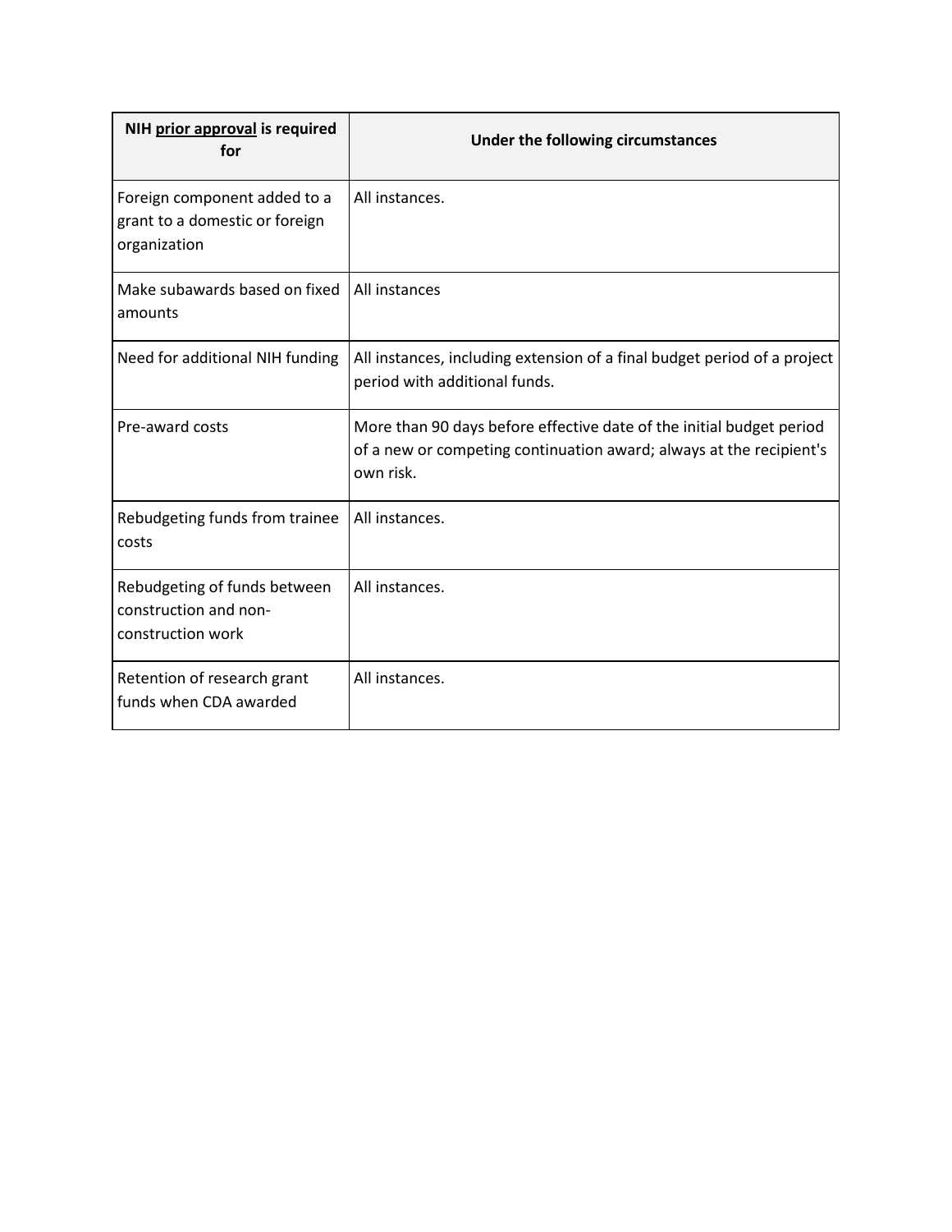| NIH prior approval is required for | Under the following circumstances |
|---|---|
| Foreign component added to a grant to a domestic or foreign organization | All instances. |
| Make subawards based on fixed amounts | All instances |
| Need for additional NIH funding | All instances, including extension of a final budget period of a project period with additional funds. |
| Pre-award costs | More than 90 days before effective date of the initial budget period of a new or competing continuation award; always at the recipient's own risk. |
| Rebudgeting funds from trainee costs | All instances. |
| Rebudgeting of funds between construction and non-construction work | All instances. |
| Retention of research grant funds when CDA awarded | All instances. |